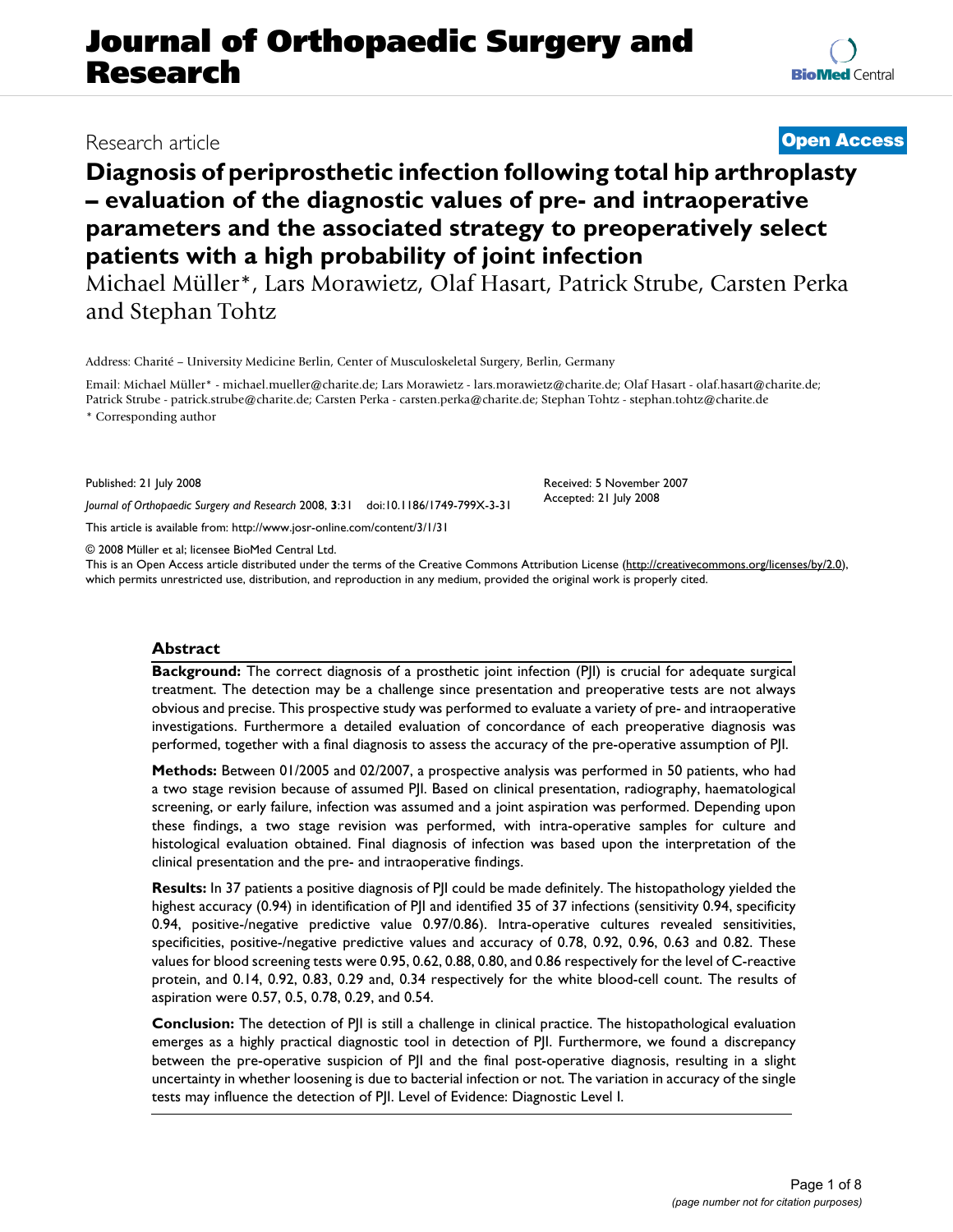# Journal of Orthopaedic Surgery and Research

Research article

**Open Access**

# Diagnosis of periprosthetic infection following total hip arthroplasty – evaluation of the diagnostic values of pre- and intraoperative parameters and the associated strategy to preoperatively select patients with a high probability of joint infection

Michael Müller*, Lars Morawietz, Olaf Hasart, Patrick Strube, Carsten Perka and Stephan Tohtz

Address: Charité – University Medicine Berlin, Center of Musculoskeletal Surgery, Berlin, Germany

Email: Michael Müller* - michael.mueller@charite.de; Lars Morawietz - lars.morawietz@charite.de; Olaf Hasart - olaf.hasart@charite.de; Patrick Strube - patrick.strube@charite.de; Carsten Perka - carsten.perka@charite.de; Stephan Tohtz - stephan.tohtz@charite.de

\* Corresponding author

Published: 21 July 2008

*Journal of Orthopaedic Surgery and Research* 2008, **3**:31 doi:10.1186/1749-799X-3-31

Received: 5 November 2007
Accepted: 21 July 2008

This article is available from: http://www.josr-online.com/content/3/1/31

© 2008 Müller et al; licensee BioMed Central Ltd.

This is an Open Access article distributed under the terms of the Creative Commons Attribution License (http://creativecommons.org/licenses/by/2.0), which permits unrestricted use, distribution, and reproduction in any medium, provided the original work is properly cited.

## Abstract

**Background:** The correct diagnosis of a prosthetic joint infection (PJI) is crucial for adequate surgical treatment. The detection may be a challenge since presentation and preoperative tests are not always obvious and precise. This prospective study was performed to evaluate a variety of pre- and intraoperative investigations. Furthermore a detailed evaluation of concordance of each preoperative diagnosis was performed, together with a final diagnosis to assess the accuracy of the pre-operative assumption of PJI.

**Methods:** Between 01/2005 and 02/2007, a prospective analysis was performed in 50 patients, who had a two stage revision because of assumed PJI. Based on clinical presentation, radiography, haematological screening, or early failure, infection was assumed and a joint aspiration was performed. Depending upon these findings, a two stage revision was performed, with intra-operative samples for culture and histological evaluation obtained. Final diagnosis of infection was based upon the interpretation of the clinical presentation and the pre- and intraoperative findings.

**Results:** In 37 patients a positive diagnosis of PJI could be made definitely. The histopathology yielded the highest accuracy (0.94) in identification of PJI and identified 35 of 37 infections (sensitivity 0.94, specificity 0.94, positive-/negative predictive value 0.97/0.86). Intra-operative cultures revealed sensitivities, specificities, positive-/negative predictive values and accuracy of 0.78, 0.92, 0.96, 0.63 and 0.82. These values for blood screening tests were 0.95, 0.62, 0.88, 0.80, and 0.86 respectively for the level of C-reactive protein, and 0.14, 0.92, 0.83, 0.29 and, 0.34 respectively for the white blood-cell count. The results of aspiration were 0.57, 0.5, 0.78, 0.29, and 0.54.

**Conclusion:** The detection of PJI is still a challenge in clinical practice. The histopathological evaluation emerges as a highly practical diagnostic tool in detection of PJI. Furthermore, we found a discrepancy between the pre-operative suspicion of PJI and the final post-operative diagnosis, resulting in a slight uncertainty in whether loosening is due to bacterial infection or not. The variation in accuracy of the single tests may influence the detection of PJI. Level of Evidence: Diagnostic Level I.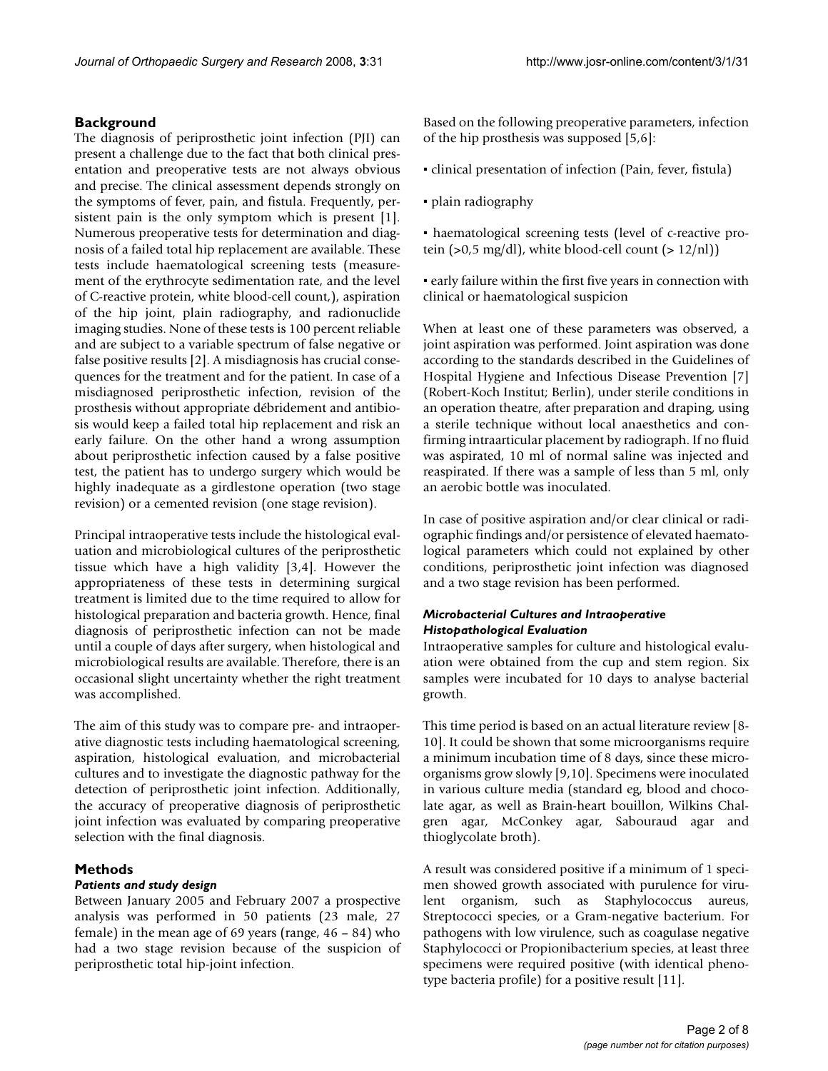## Background

The diagnosis of periprosthetic joint infection (PJI) can present a challenge due to the fact that both clinical presentation and preoperative tests are not always obvious and precise. The clinical assessment depends strongly on the symptoms of fever, pain, and fistula. Frequently, persistent pain is the only symptom which is present [1]. Numerous preoperative tests for determination and diagnosis of a failed total hip replacement are available. These tests include haematological screening tests (measurement of the erythrocyte sedimentation rate, and the level of C-reactive protein, white blood-cell count,), aspiration of the hip joint, plain radiography, and radionuclide imaging studies. None of these tests is 100 percent reliable and are subject to a variable spectrum of false negative or false positive results [2]. A misdiagnosis has crucial consequences for the treatment and for the patient. In case of a misdiagnosed periprosthetic infection, revision of the prosthesis without appropriate débridement and antibiosis would keep a failed total hip replacement and risk an early failure. On the other hand a wrong assumption about periprosthetic infection caused by a false positive test, the patient has to undergo surgery which would be highly inadequate as a girdlestone operation (two stage revision) or a cemented revision (one stage revision).

Principal intraoperative tests include the histological evaluation and microbiological cultures of the periprosthetic tissue which have a high validity [3,4]. However the appropriateness of these tests in determining surgical treatment is limited due to the time required to allow for histological preparation and bacteria growth. Hence, final diagnosis of periprosthetic infection can not be made until a couple of days after surgery, when histological and microbiological results are available. Therefore, there is an occasional slight uncertainty whether the right treatment was accomplished.

The aim of this study was to compare pre- and intraoperative diagnostic tests including haematological screening, aspiration, histological evaluation, and microbacterial cultures and to investigate the diagnostic pathway for the detection of periprosthetic joint infection. Additionally, the accuracy of preoperative diagnosis of periprosthetic joint infection was evaluated by comparing preoperative selection with the final diagnosis.

## Methods

### *Patients and study design*

Between January 2005 and February 2007 a prospective analysis was performed in 50 patients (23 male, 27 female) in the mean age of 69 years (range, 46 – 84) who had a two stage revision because of the suspicion of periprosthetic total hip-joint infection.

Based on the following preoperative parameters, infection of the hip prosthesis was supposed [5,6]:

- clinical presentation of infection (Pain, fever, fistula)
- plain radiography
- haematological screening tests (level of c-reactive protein (>0,5 mg/dl), white blood-cell count (> 12/nl))
- early failure within the first five years in connection with clinical or haematological suspicion

When at least one of these parameters was observed, a joint aspiration was performed. Joint aspiration was done according to the standards described in the Guidelines of Hospital Hygiene and Infectious Disease Prevention [7] (Robert-Koch Institut; Berlin), under sterile conditions in an operation theatre, after preparation and draping, using a sterile technique without local anaesthetics and confirming intraarticular placement by radiograph. If no fluid was aspirated, 10 ml of normal saline was injected and reaspirated. If there was a sample of less than 5 ml, only an aerobic bottle was inoculated.

In case of positive aspiration and/or clear clinical or radiographic findings and/or persistence of elevated haematological parameters which could not explained by other conditions, periprosthetic joint infection was diagnosed and a two stage revision has been performed.

### *Microbacterial Cultures and Intraoperative Histopathological Evaluation*

Intraoperative samples for culture and histological evaluation were obtained from the cup and stem region. Six samples were incubated for 10 days to analyse bacterial growth.

This time period is based on an actual literature review [8-10]. It could be shown that some microorganisms require a minimum incubation time of 8 days, since these microorganisms grow slowly [9,10]. Specimens were inoculated in various culture media (standard eg, blood and chocolate agar, as well as Brain-heart bouillon, Wilkins Chalgren agar, McConkey agar, Sabouraud agar and thioglycolate broth).

A result was considered positive if a minimum of 1 specimen showed growth associated with purulence for virulent organism, such as Staphylococcus aureus, Streptococci species, or a Gram-negative bacterium. For pathogens with low virulence, such as coagulase negative Staphylococci or Propionibacterium species, at least three specimens were required positive (with identical phenotype bacteria profile) for a positive result [11].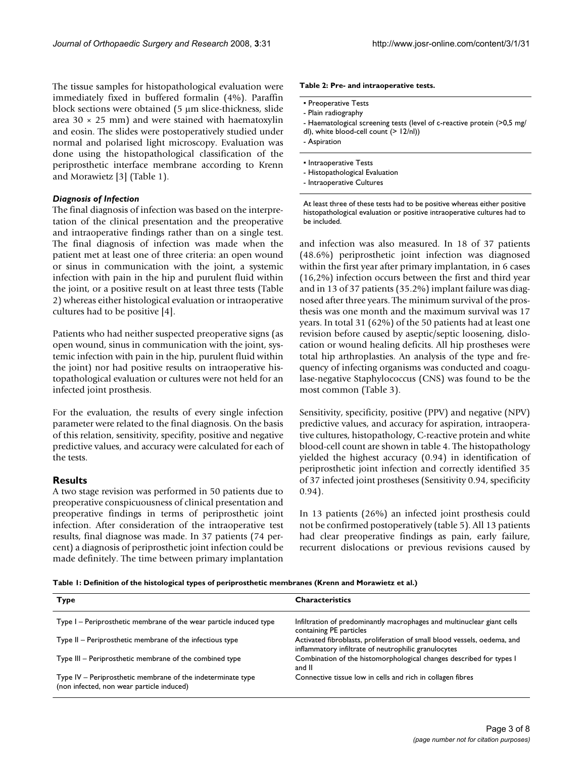The tissue samples for histopathological evaluation were immediately fixed in buffered formalin (4%). Paraffin block sections were obtained (5 μm slice-thickness, slide area 30 × 25 mm) and were stained with haematoxylin and eosin. The slides were postoperatively studied under normal and polarised light microscopy. Evaluation was done using the histopathological classification of the periprosthetic interface membrane according to Krenn and Morawietz [3] (Table 1).

### *Diagnosis of Infection*

The final diagnosis of infection was based on the interpretation of the clinical presentation and the preoperative and intraoperative findings rather than on a single test. The final diagnosis of infection was made when the patient met at least one of three criteria: an open wound or sinus in communication with the joint, a systemic infection with pain in the hip and purulent fluid within the joint, or a positive result on at least three tests (Table 2) whereas either histological evaluation or intraoperative cultures had to be positive [4].

Patients who had neither suspected preoperative signs (as open wound, sinus in communication with the joint, systemic infection with pain in the hip, purulent fluid within the joint) nor had positive results on intraoperative histopathological evaluation or cultures were not held for an infected joint prosthesis.

For the evaluation, the results of every single infection parameter were related to the final diagnosis. On the basis of this relation, sensitivity, specifity, positive and negative predictive values, and accuracy were calculated for each of the tests.

## Results

A two stage revision was performed in 50 patients due to preoperative conspicuousness of clinical presentation and preoperative findings in terms of periprosthetic joint infection. After consideration of the intraoperative test results, final diagnose was made. In 37 patients (74 percent) a diagnosis of periprosthetic joint infection could be made definitely. The time between primary implantation and infection was also measured. In 18 of 37 patients (48.6%) periprosthetic joint infection was diagnosed within the first year after primary implantation, in 6 cases (16,2%) infection occurs between the first and third year and in 13 of 37 patients (35.2%) implant failure was diagnosed after three years. The minimum survival of the prosthesis was one month and the maximum survival was 17 years. In total 31 (62%) of the 50 patients had at least one revision before caused by aseptic/septic loosening, dislocation or wound healing deficits. All hip prostheses were total hip arthroplasties. An analysis of the type and frequency of infecting organisms was conducted and coagulase-negative Staphylococcus (CNS) was found to be the most common (Table 3).

Sensitivity, specificity, positive (PPV) and negative (NPV) predictive values, and accuracy for aspiration, intraoperative cultures, histopathology, C-reactive protein and white blood-cell count are shown in table 4. The histopathology yielded the highest accuracy (0.94) in identification of periprosthetic joint infection and correctly identified 35 of 37 infected joint prostheses (Sensitivity 0.94, specificity 0.94).

In 13 patients (26%) an infected joint prosthesis could not be confirmed postoperatively (table 5). All 13 patients had clear preoperative findings as pain, early failure, recurrent dislocations or previous revisions caused by

**Table 2: Pre- and intraoperative tests.**

- Preoperative Tests
  - Plain radiography
  - Haematological screening tests (level of c-reactive protein (>0,5 mg/dl), white blood-cell count (> 12/nl))
  - Aspiration
- Intraoperative Tests
  - Histopathological Evaluation
  - Intraoperative Cultures

At least three of these tests had to be positive whereas either positive histopathological evaluation or positive intraoperative cultures had to be included.

**Table 1: Definition of the histological types of periprosthetic membranes (Krenn and Morawietz et al.)**

| Type | Characteristics |
| --- | --- |
| Type I – Periprosthetic membrane of the wear particle induced type | Infiltration of predominantly macrophages and multinuclear giant cells containing PE particles |
| Type II – Periprosthetic membrane of the infectious type | Activated fibroblasts, proliferation of small blood vessels, oedema, and inflammatory infiltrate of neutrophilic granulocytes |
| Type III – Periprosthetic membrane of the combined type | Combination of the histomorphological changes described for types I and II |
| Type IV – Periprosthetic membrane of the indeterminate type (non infected, non wear particle induced) | Connective tissue low in cells and rich in collagen fibres |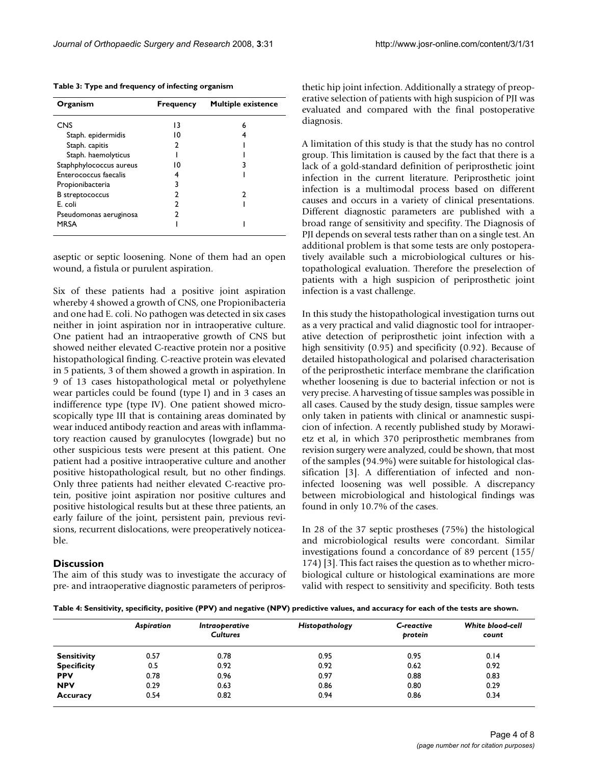**Table 3: Type and frequency of infecting organism**

| Organism | Frequency | Multiple existence |
|---|---|---|
| CNS | 13 | 6 |
| Staph. epidermidis | 10 | 4 |
| Staph. capitis | 2 | 1 |
| Staph. haemolyticus | 1 | 1 |
| Staphphylococcus aureus | 10 | 3 |
| Enterococcus faecalis | 4 | 1 |
| Propionibacteria | 3 | |
| B streptococcus | 2 | 2 |
| E. coli | 2 | 1 |
| Pseudomonas aeruginosa | 2 | |
| MRSA | 1 | 1 |

aseptic or septic loosening. None of them had an open wound, a fistula or purulent aspiration.

Six of these patients had a positive joint aspiration whereby 4 showed a growth of CNS, one Propionibacteria and one had E. coli. No pathogen was detected in six cases neither in joint aspiration nor in intraoperative culture. One patient had an intraoperative growth of CNS but showed neither elevated C-reactive protein nor a positive histopathological finding. C-reactive protein was elevated in 5 patients, 3 of them showed a growth in aspiration. In 9 of 13 cases histopathological metal or polyethylene wear particles could be found (type I) and in 3 cases an indifference type (type IV). One patient showed microscopically type III that is containing areas dominated by wear induced antibody reaction and areas with inflammatory reaction caused by granulocytes (lowgrade) but no other suspicious tests were present at this patient. One patient had a positive intraoperative culture and another positive histopathological result, but no other findings. Only three patients had neither elevated C-reactive protein, positive joint aspiration nor positive cultures and positive histological results but at these three patients, an early failure of the joint, persistent pain, previous revisions, recurrent dislocations, were preoperatively noticeable.

## Discussion

The aim of this study was to investigate the accuracy of pre- and intraoperative diagnostic parameters of periprosthetic hip joint infection. Additionally a strategy of preoperative selection of patients with high suspicion of PJI was evaluated and compared with the final postoperative diagnosis.

A limitation of this study is that the study has no control group. This limitation is caused by the fact that there is a lack of a gold-standard definition of periprosthetic joint infection in the current literature. Periprosthetic joint infection is a multimodal process based on different causes and occurs in a variety of clinical presentations. Different diagnostic parameters are published with a broad range of sensitivity and specifity. The Diagnosis of PJI depends on several tests rather than on a single test. An additional problem is that some tests are only postoperatively available such a microbiological cultures or histopathological evaluation. Therefore the preselection of patients with a high suspicion of periprosthetic joint infection is a vast challenge.

In this study the histopathological investigation turns out as a very practical and valid diagnostic tool for intraoperative detection of periprosthetic joint infection with a high sensitivity (0.95) and specificity (0.92). Because of detailed histopathological and polarised characterisation of the periprosthetic interface membrane the clarification whether loosening is due to bacterial infection or not is very precise. A harvesting of tissue samples was possible in all cases. Caused by the study design, tissue samples were only taken in patients with clinical or anamnestic suspicion of infection. A recently published study by Morawietz et al, in which 370 periprosthetic membranes from revision surgery were analyzed, could be shown, that most of the samples (94.9%) were suitable for histological classification [3]. A differentiation of infected and noninfected loosening was well possible. A discrepancy between microbiological and histological findings was found in only 10.7% of the cases.

In 28 of the 37 septic prostheses (75%) the histological and microbiological results were concordant. Similar investigations found a concordance of 89 percent (155/174) [3]. This fact raises the question as to whether microbiological culture or histological examinations are more valid with respect to sensitivity and specificity. Both tests

**Table 4: Sensitivity, specificity, positive (PPV) and negative (NPV) predictive values, and accuracy for each of the tests are shown.**

| | *Aspiration* | *Intraoperative Cultures* | *Histopathology* | *C-reactive protein* | *White blood-cell count* |
|---|---|---|---|---|---|
| **Sensitivity** | 0.57 | 0.78 | 0.95 | 0.95 | 0.14 |
| **Specificity** | 0.5 | 0.92 | 0.92 | 0.62 | 0.92 |
| **PPV** | 0.78 | 0.96 | 0.97 | 0.88 | 0.83 |
| **NPV** | 0.29 | 0.63 | 0.86 | 0.80 | 0.29 |
| **Accuracy** | 0.54 | 0.82 | 0.94 | 0.86 | 0.34 |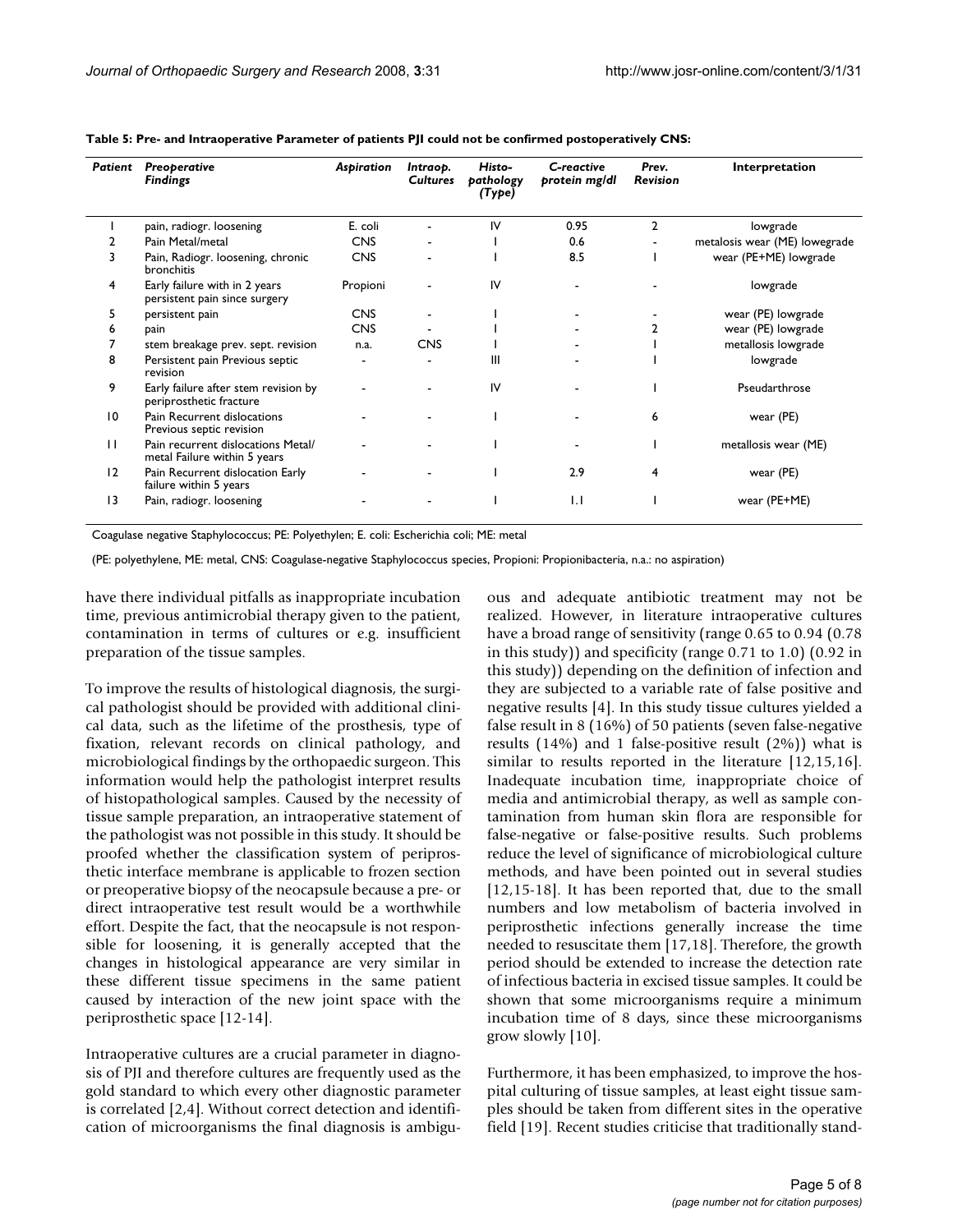**Table 5: Pre- and Intraoperative Parameter of patients PJI could not be confirmed postoperatively CNS:**

| *Patient* | *Preoperative Findings* | *Aspiration* | *Intraop. Cultures* | *Histo-pathology (Type)* | *C-reactive protein mg/dl* | *Prev. Revision* | Interpretation |
|---|---|---|---|---|---|---|---|
| 1 | pain, radiogr. loosening | E. coli | - | IV | 0.95 | 2 | lowgrade |
| 2 | Pain Metal/metal | CNS | - | I | 0.6 | - | metalosis wear (ME) lowegrade |
| 3 | Pain, Radiogr. loosening, chronic bronchitis | CNS | - | I | 8.5 | I | wear (PE+ME) lowgrade |
| 4 | Early failure with in 2 years persistent pain since surgery | Propioni | - | IV | - | - | lowgrade |
| 5 | persistent pain | CNS | - | I | - | - | wear (PE) lowgrade |
| 6 | pain | CNS | - | I | - | 2 | wear (PE) lowgrade |
| 7 | stem breakage prev. sept. revision | n.a. | CNS | I | - | I | metallosis lowgrade |
| 8 | Persistent pain Previous septic revision | - | - | III | - | I | lowgrade |
| 9 | Early failure after stem revision by periprosthetic fracture | - | - | IV | - | I | Pseudarthrose |
| 10 | Pain Recurrent dislocations Previous septic revision | - | - | I | - | 6 | wear (PE) |
| 11 | Pain recurrent dislocations Metal/ metal Failure within 5 years | - | - | I | - | I | metallosis wear (ME) |
| 12 | Pain Recurrent dislocation Early failure within 5 years | - | - | I | 2.9 | 4 | wear (PE) |
| 13 | Pain, radiogr. loosening | - | - | I | 1.1 | I | wear (PE+ME) |

Coagulase negative Staphylococcus; PE: Polyethylen; E. coli: Escherichia coli; ME: metal

(PE: polyethylene, ME: metal, CNS: Coagulase-negative Staphylococcus species, Propioni: Propionibacteria, n.a.: no aspiration)

have there individual pitfalls as inappropriate incubation time, previous antimicrobial therapy given to the patient, contamination in terms of cultures or e.g. insufficient preparation of the tissue samples.

To improve the results of histological diagnosis, the surgical pathologist should be provided with additional clinical data, such as the lifetime of the prosthesis, type of fixation, relevant records on clinical pathology, and microbiological findings by the orthopaedic surgeon. This information would help the pathologist interpret results of histopathological samples. Caused by the necessity of tissue sample preparation, an intraoperative statement of the pathologist was not possible in this study. It should be proofed whether the classification system of periprosthetic interface membrane is applicable to frozen section or preoperative biopsy of the neocapsule because a pre- or direct intraoperative test result would be a worthwhile effort. Despite the fact, that the neocapsule is not responsible for loosening, it is generally accepted that the changes in histological appearance are very similar in these different tissue specimens in the same patient caused by interaction of the new joint space with the periprosthetic space [12-14].

Intraoperative cultures are a crucial parameter in diagnosis of PJI and therefore cultures are frequently used as the gold standard to which every other diagnostic parameter is correlated [2,4]. Without correct detection and identification of microorganisms the final diagnosis is ambiguous and adequate antibiotic treatment may not be realized. However, in literature intraoperative cultures have a broad range of sensitivity (range 0.65 to 0.94 (0.78 in this study)) and specificity (range 0.71 to 1.0) (0.92 in this study)) depending on the definition of infection and they are subjected to a variable rate of false positive and negative results [4]. In this study tissue cultures yielded a false result in 8 (16%) of 50 patients (seven false-negative results (14%) and 1 false-positive result (2%)) what is similar to results reported in the literature [12,15,16]. Inadequate incubation time, inappropriate choice of media and antimicrobial therapy, as well as sample contamination from human skin flora are responsible for false-negative or false-positive results. Such problems reduce the level of significance of microbiological culture methods, and have been pointed out in several studies [12,15-18]. It has been reported that, due to the small numbers and low metabolism of bacteria involved in periprosthetic infections generally increase the time needed to resuscitate them [17,18]. Therefore, the growth period should be extended to increase the detection rate of infectious bacteria in excised tissue samples. It could be shown that some microorganisms require a minimum incubation time of 8 days, since these microorganisms grow slowly [10].

Furthermore, it has been emphasized, to improve the hospital culturing of tissue samples, at least eight tissue samples should be taken from different sites in the operative field [19]. Recent studies criticise that traditionally stand-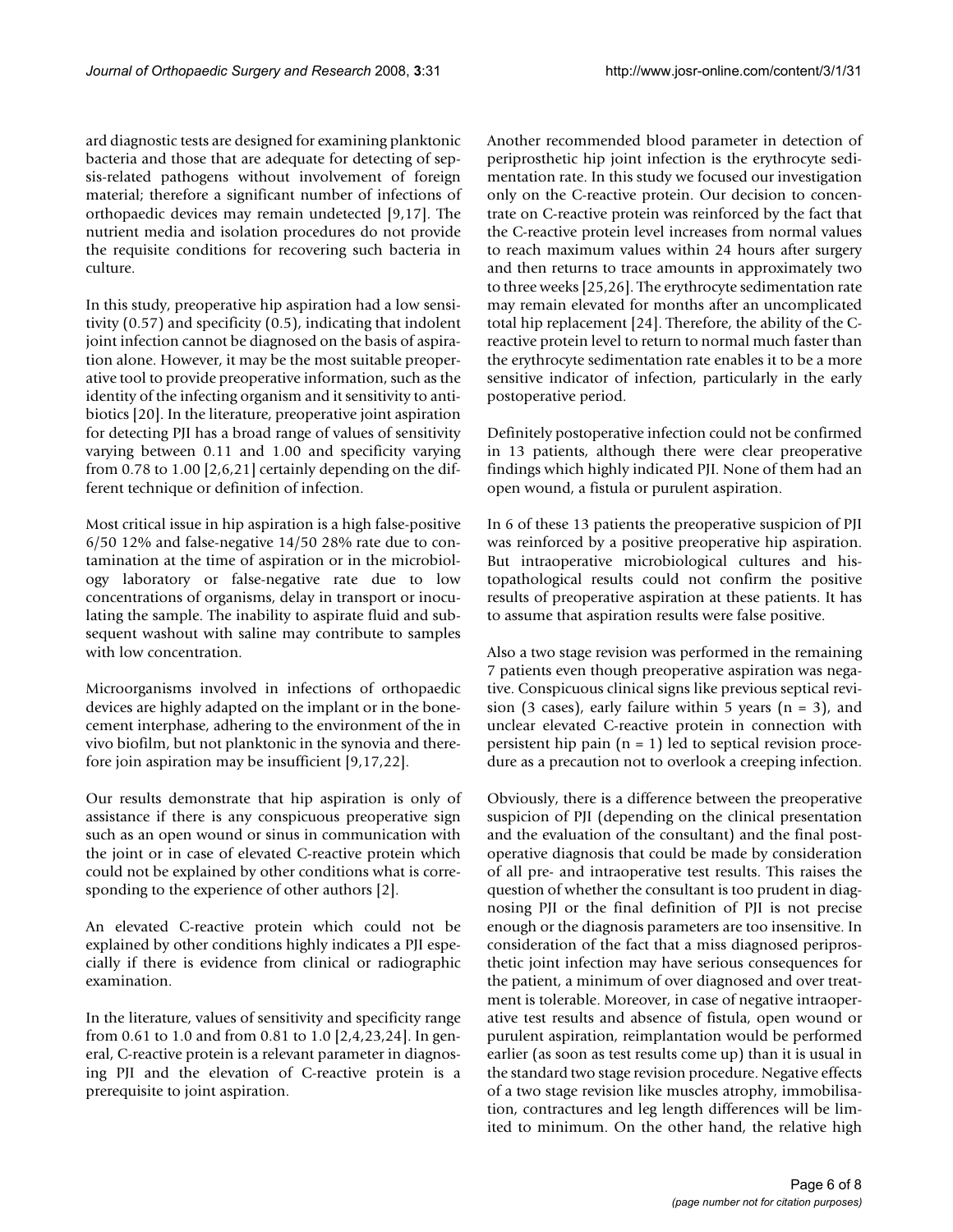ard diagnostic tests are designed for examining planktonic bacteria and those that are adequate for detecting of sepsis-related pathogens without involvement of foreign material; therefore a significant number of infections of orthopaedic devices may remain undetected [9,17]. The nutrient media and isolation procedures do not provide the requisite conditions for recovering such bacteria in culture.

In this study, preoperative hip aspiration had a low sensitivity (0.57) and specificity (0.5), indicating that indolent joint infection cannot be diagnosed on the basis of aspiration alone. However, it may be the most suitable preoperative tool to provide preoperative information, such as the identity of the infecting organism and it sensitivity to antibiotics [20]. In the literature, preoperative joint aspiration for detecting PJI has a broad range of values of sensitivity varying between 0.11 and 1.00 and specificity varying from 0.78 to 1.00 [2,6,21] certainly depending on the different technique or definition of infection.

Most critical issue in hip aspiration is a high false-positive 6/50 12% and false-negative 14/50 28% rate due to contamination at the time of aspiration or in the microbiology laboratory or false-negative rate due to low concentrations of organisms, delay in transport or inoculating the sample. The inability to aspirate fluid and subsequent washout with saline may contribute to samples with low concentration.

Microorganisms involved in infections of orthopaedic devices are highly adapted on the implant or in the bone-cement interphase, adhering to the environment of the in vivo biofilm, but not planktonic in the synovia and therefore join aspiration may be insufficient [9,17,22].

Our results demonstrate that hip aspiration is only of assistance if there is any conspicuous preoperative sign such as an open wound or sinus in communication with the joint or in case of elevated C-reactive protein which could not be explained by other conditions what is corresponding to the experience of other authors [2].

An elevated C-reactive protein which could not be explained by other conditions highly indicates a PJI especially if there is evidence from clinical or radiographic examination.

In the literature, values of sensitivity and specificity range from 0.61 to 1.0 and from 0.81 to 1.0 [2,4,23,24]. In general, C-reactive protein is a relevant parameter in diagnosing PJI and the elevation of C-reactive protein is a prerequisite to joint aspiration.

Another recommended blood parameter in detection of periprosthetic hip joint infection is the erythrocyte sedimentation rate. In this study we focused our investigation only on the C-reactive protein. Our decision to concentrate on C-reactive protein was reinforced by the fact that the C-reactive protein level increases from normal values to reach maximum values within 24 hours after surgery and then returns to trace amounts in approximately two to three weeks [25,26]. The erythrocyte sedimentation rate may remain elevated for months after an uncomplicated total hip replacement [24]. Therefore, the ability of the C-reactive protein level to return to normal much faster than the erythrocyte sedimentation rate enables it to be a more sensitive indicator of infection, particularly in the early postoperative period.

Definitely postoperative infection could not be confirmed in 13 patients, although there were clear preoperative findings which highly indicated PJI. None of them had an open wound, a fistula or purulent aspiration.

In 6 of these 13 patients the preoperative suspicion of PJI was reinforced by a positive preoperative hip aspiration. But intraoperative microbiological cultures and histopathological results could not confirm the positive results of preoperative aspiration at these patients. It has to assume that aspiration results were false positive.

Also a two stage revision was performed in the remaining 7 patients even though preoperative aspiration was negative. Conspicuous clinical signs like previous septical revision (3 cases), early failure within 5 years (n = 3), and unclear elevated C-reactive protein in connection with persistent hip pain (n = 1) led to septical revision procedure as a precaution not to overlook a creeping infection.

Obviously, there is a difference between the preoperative suspicion of PJI (depending on the clinical presentation and the evaluation of the consultant) and the final postoperative diagnosis that could be made by consideration of all pre- and intraoperative test results. This raises the question of whether the consultant is too prudent in diagnosing PJI or the final definition of PJI is not precise enough or the diagnosis parameters are too insensitive. In consideration of the fact that a miss diagnosed periprosthetic joint infection may have serious consequences for the patient, a minimum of over diagnosed and over treatment is tolerable. Moreover, in case of negative intraoperative test results and absence of fistula, open wound or purulent aspiration, reimplantation would be performed earlier (as soon as test results come up) than it is usual in the standard two stage revision procedure. Negative effects of a two stage revision like muscles atrophy, immobilisation, contractures and leg length differences will be limited to minimum. On the other hand, the relative high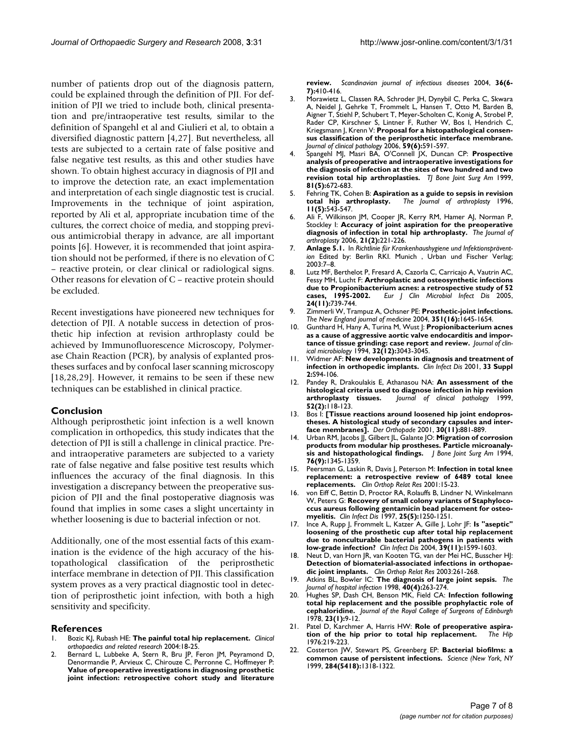number of patients drop out of the diagnosis pattern, could be explained through the definition of PJI. For definition of PJI we tried to include both, clinical presentation and pre/intraoperative test results, similar to the definition of Spangehl et al and Giulieri et al, to obtain a diversified diagnostic pattern [4,27]. But nevertheless, all tests are subjected to a certain rate of false positive and false negative test results, as this and other studies have shown. To obtain highest accuracy in diagnosis of PJI and to improve the detection rate, an exact implementation and interpretation of each single diagnostic test is crucial. Improvements in the technique of joint aspiration, reported by Ali et al, appropriate incubation time of the cultures, the correct choice of media, and stopping previous antimicrobial therapy in advance, are all important points [6]. However, it is recommended that joint aspiration should not be performed, if there is no elevation of C – reactive protein, or clear clinical or radiological signs. Other reasons for elevation of C – reactive protein should be excluded.

Recent investigations have pioneered new techniques for detection of PJI. A notable success in detection of prosthetic hip infection at revision arthroplasty could be achieved by Immunofluorescence Microscopy, Polymerase Chain Reaction (PCR), by analysis of explanted prostheses surfaces and by confocal laser scanning microscopy [18,28,29]. However, it remains to be seen if these new techniques can be established in clinical practice.

## Conclusion

Although periprosthetic joint infection is a well known complication in orthopedics, this study indicates that the detection of PJI is still a challenge in clinical practice. Pre- and intraoperative parameters are subjected to a variety rate of false negative and false positive test results which influences the accuracy of the final diagnosis. In this investigation a discrepancy between the preoperative suspicion of PJI and the final postoperative diagnosis was found that implies in some cases a slight uncertainty in whether loosening is due to bacterial infection or not.

Additionally, one of the most essential facts of this examination is the evidence of the high accuracy of the histopathological classification of the periprosthetic interface membrane in detection of PJI. This classification system proves as a very practical diagnostic tool in detection of periprosthetic joint infection, with both a high sensitivity and specificity.

## References

1. Bozic KJ, Rubash HE: **The painful total hip replacement.** *Clinical orthopaedics and related research* 2004:18-25.
2. Bernard L, Lubbeke A, Stern R, Bru JP, Feron JM, Peyramond D, Denormandie P, Arvieux C, Chirouze C, Perronne C, Hoffmeyer P: **Value of preoperative investigations in diagnosing prosthetic joint infection: retrospective cohort study and literature review.** *Scandinavian journal of infectious diseases* 2004, **36(6-7):**410-416.
3. Morawietz L, Classen RA, Schroder JH, Dynybil C, Perka C, Skwara A, Neidel J, Gehrke T, Frommelt L, Hansen T, Otto M, Barden B, Aigner T, Stiehl P, Schubert T, Meyer-Scholten C, Konig A, Strobel P, Rader CP, Kirschner S, Lintner F, Ruther W, Bos I, Hendrich C, Kriegsmann J, Krenn V: **Proposal for a histopathological consensus classification of the periprosthetic interface membrane.** *Journal of clinical pathology* 2006, **59(6):**591-597.
4. Spangehl MJ, Masri BA, O'Connell JX, Duncan CP: **Prospective analysis of preoperative and intraoperative investigations for the diagnosis of infection at the sites of two hundred and two revision total hip arthroplasties.** *TJ Bone Joint Surg Am* 1999, **81(5):**672-683.
5. Fehring TK, Cohen B: **Aspiration as a guide to sepsis in revision total hip arthroplasty.** *The Journal of arthroplasty* 1996, **11(5):**543-547.
6. Ali F, Wilkinson JM, Cooper JR, Kerry RM, Hamer AJ, Norman P, Stockley I: **Accuracy of joint aspiration for the preoperative diagnosis of infection in total hip arthroplasty.** *The Journal of arthroplasty* 2006, **21(2):**221-226.
7. **Anlage 5.1.** In *Richtlinie für Krankenhaushygiene und Infektionsprävention* Edited by: Berlin RKI. Munich , Urban und Fischer Verlag; 2003:7–8.
8. Lutz MF, Berthelot P, Fresard A, Cazorla C, Carricajo A, Vautrin AC, Fessy MH, Lucht F: **Arthroplastic and osteosynthetic infections due to Propionibacterium acnes: a retrospective study of 52 cases, 1995-2002.** *Eur J Clin Microbiol Infect Dis* 2005, **24(11):**739-744.
9. Zimmerli W, Trampuz A, Ochsner PE: **Prosthetic-joint infections.** *The New England journal of medicine* 2004, **351(16):**1645-1654.
10. Gunthard H, Hany A, Turina M, Wust J: **Propionibacterium acnes as a cause of aggressive aortic valve endocarditis and importance of tissue grinding: case report and review.** *Journal of clinical microbiology* 1994, **32(12):**3043-3045.
11. Widmer AF: **New developments in diagnosis and treatment of infection in orthopedic implants.** *Clin Infect Dis* 2001, **33 Suppl 2:**S94-106.
12. Pandey R, Drakoulakis E, Athanasou NA: **An assessment of the histological criteria used to diagnose infection in hip revision arthroplasty tissues.** *Journal of clinical pathology* 1999, **52(2):**118-123.
13. Bos I: **[Tissue reactions around loosened hip joint endoprostheses. A histological study of secondary capsules and interface membranes].** *Der Orthopade* 2001, **30(11):**881-889.
14. Urban RM, Jacobs JJ, Gilbert JL, Galante JO: **Migration of corrosion products from modular hip prostheses. Particle microanalysis and histopathological findings.** *J Bone Joint Surg Am* 1994, **76(9):**1345-1359.
15. Peersman G, Laskin R, Davis J, Peterson M: **Infection in total knee replacement: a retrospective review of 6489 total knee replacements.** *Clin Orthop Relat Res* 2001:15-23.
16. von Eiff C, Bettin D, Proctor RA, Rolauffs B, Lindner N, Winkelmann W, Peters G: **Recovery of small colony variants of Staphylococcus aureus following gentamicin bead placement for osteomyelitis.** *Clin Infect Dis* 1997, **25(5):**1250-1251.
17. Ince A, Rupp J, Frommelt L, Katzer A, Gille J, Lohr JF: **Is "aseptic" loosening of the prosthetic cup after total hip replacement due to nonculturable bacterial pathogens in patients with low-grade infection?** *Clin Infect Dis* 2004, **39(11):**1599-1603.
18. Neut D, van Horn JR, van Kooten TG, van der Mei HC, Busscher HJ: **Detection of biomaterial-associated infections in orthopaedic joint implants.** *Clin Orthop Relat Res* 2003:261-268.
19. Atkins BL, Bowler IC: **The diagnosis of large joint sepsis.** *The Journal of hospital infection* 1998, **40(4):**263-274.
20. Hughes SP, Dash CH, Benson MK, Field CA: **Infection following total hip replacement and the possible prophylactic role of cephaloridine.** *Journal of the Royal College of Surgeons of Edinburgh* 1978, **23(1):**9-12.
21. Patel D, Karchmer A, Harris HW: **Role of preoperative aspiration of the hip prior to total hip replacement.** *The Hip* 1976:219-223.
22. Costerton JW, Stewart PS, Greenberg EP: **Bacterial biofilms: a common cause of persistent infections.** *Science (New York, NY* 1999, **284(5418):**1318-1322.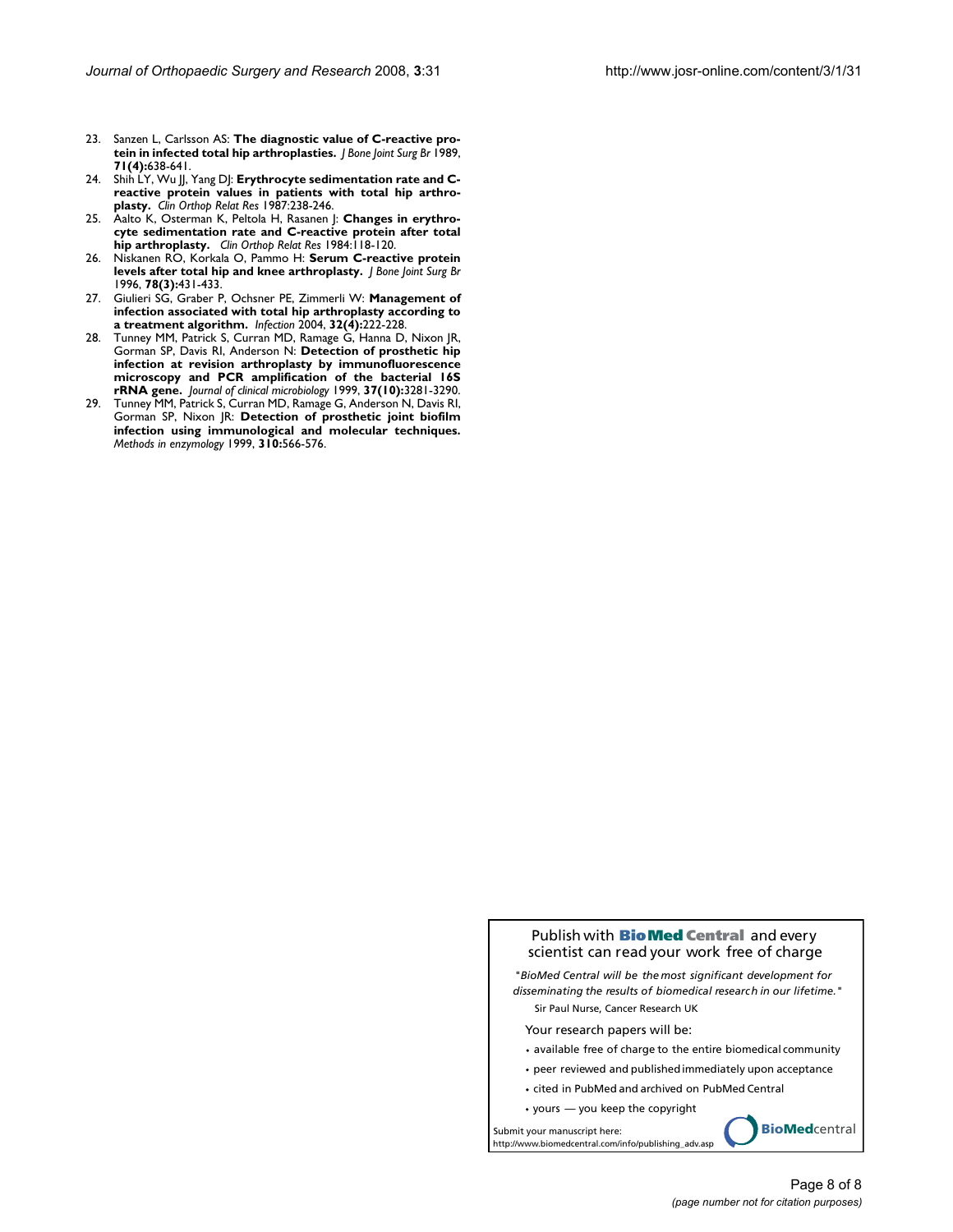23. Sanzen L, Carlsson AS: **The diagnostic value of C-reactive protein in infected total hip arthroplasties.** *J Bone Joint Surg Br* 1989, **71(4):**638-641.
24. Shih LY, Wu JJ, Yang DJ: **Erythrocyte sedimentation rate and C-reactive protein values in patients with total hip arthroplasty.** *Clin Orthop Relat Res* 1987:238-246.
25. Aalto K, Osterman K, Peltola H, Rasanen J: **Changes in erythrocyte sedimentation rate and C-reactive protein after total hip arthroplasty.** *Clin Orthop Relat Res* 1984:118-120.
26. Niskanen RO, Korkala O, Pammo H: **Serum C-reactive protein levels after total hip and knee arthroplasty.** *J Bone Joint Surg Br* 1996, **78(3):**431-433.
27. Giulieri SG, Graber P, Ochsner PE, Zimmerli W: **Management of infection associated with total hip arthroplasty according to a treatment algorithm.** *Infection* 2004, **32(4):**222-228.
28. Tunney MM, Patrick S, Curran MD, Ramage G, Hanna D, Nixon JR, Gorman SP, Davis RI, Anderson N: **Detection of prosthetic hip infection at revision arthroplasty by immunofluorescence microscopy and PCR amplification of the bacterial 16S rRNA gene.** *Journal of clinical microbiology* 1999, **37(10):**3281-3290.
29. Tunney MM, Patrick S, Curran MD, Ramage G, Anderson N, Davis RI, Gorman SP, Nixon JR: **Detection of prosthetic joint biofilm infection using immunological and molecular techniques.** *Methods in enzymology* 1999, **310:**566-576.

Publish with **BioMed Central** and every scientist can read your work free of charge

*"BioMed Central will be the most significant development for disseminating the results of biomedical research in our lifetime."*
Sir Paul Nurse, Cancer Research UK

Your research papers will be:

- available free of charge to the entire biomedical community
- peer reviewed and published immediately upon acceptance
- cited in PubMed and archived on PubMed Central
- yours — you keep the copyright

Submit your manuscript here:
http://www.biomedcentral.com/info/publishing_adv.asp

**BioMed**central